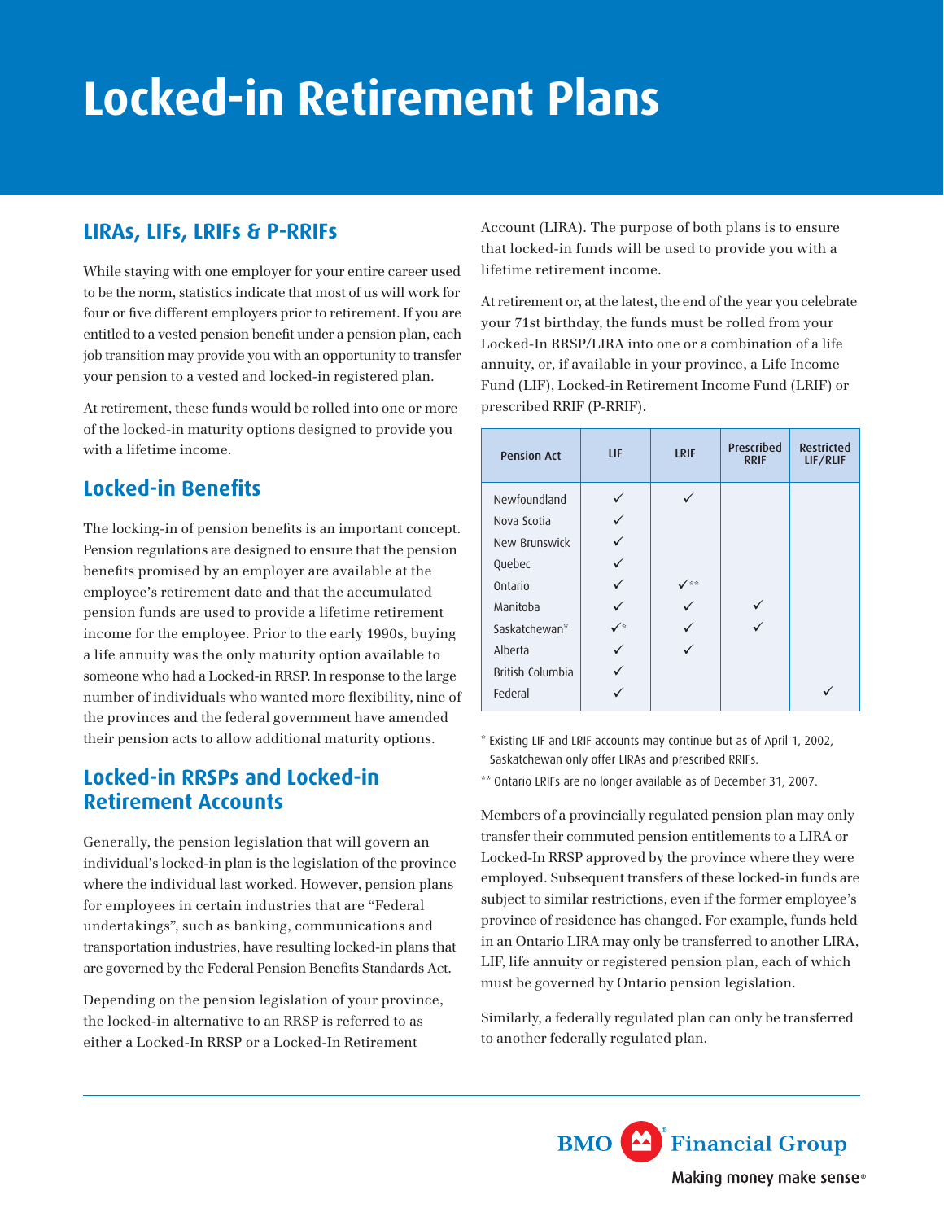# Locked-in Retirement Plans

## LIRAs, LIFs, LRIFs & P-RRIFs

While staying with one employer for your entire career used to be the norm, statistics indicate that most of us will work for four or five different employers prior to retirement. If you are entitled to a vested pension benefit under a pension plan, each job transition may provide you with an opportunity to transfer your pension to a vested and locked-in registered plan.

At retirement, these funds would be rolled into one or more of the locked-in maturity options designed to provide you with a lifetime income.

## Locked-in Benefits

The locking-in of pension benefits is an important concept. Pension regulations are designed to ensure that the pension benefits promised by an employer are available at the employee's retirement date and that the accumulated pension funds are used to provide a lifetime retirement income for the employee. Prior to the early 1990s, buying a life annuity was the only maturity option available to someone who had a Locked-in RRSP. In response to the large number of individuals who wanted more flexibility, nine of the provinces and the federal government have amended their pension acts to allow additional maturity options.

## Locked-in RRSPs and Locked-in Retirement Accounts

Generally, the pension legislation that will govern an individual's locked-in plan is the legislation of the province where the individual last worked. However, pension plans for employees in certain industries that are "Federal undertakings", such as banking, communications and transportation industries, have resulting locked-in plans that are governed by the Federal Pension Benefits Standards Act.

Depending on the pension legislation of your province, the locked-in alternative to an RRSP is referred to as either a Locked-In RRSP or a Locked-In Retirement Account (LIRA). The purpose of both plans is to ensure that locked-in funds will be used to provide you with a lifetime retirement income.

At retirement or, at the latest, the end of the year you celebrate your 71st birthday, the funds must be rolled from your Locked-In RRSP/LIRA into one or a combination of a life annuity, or, if available in your province, a Life Income Fund (LIF), Locked-in Retirement Income Fund (LRIF) or prescribed RRIF (P-RRIF).

| Pension Act | LIF | LRIF | Prescribed RRIF | Restricted LIF/RLIF |
|---|---|---|---|---|
| Newfoundland | ✓ | ✓ | | |
| Nova Scotia | ✓ | | | |
| New Brunswick | ✓ | | | |
| Quebec | ✓ | | | |
| Ontario | ✓ | ✓** | | |
| Manitoba | ✓ | ✓ | ✓ | |
| Saskatchewan* | ✓* | ✓ | ✓ | |
| Alberta | ✓ | ✓ | | |
| British Columbia | ✓ | | | |
| Federal | ✓ | | | ✓ |

\* Existing LIF and LRIF accounts may continue but as of April 1, 2002, Saskatchewan only offer LIRAs and prescribed RRIFs.

** Ontario LRIFs are no longer available as of December 31, 2007.

Members of a provincially regulated pension plan may only transfer their commuted pension entitlements to a LIRA or Locked-In RRSP approved by the province where they were employed. Subsequent transfers of these locked-in funds are subject to similar restrictions, even if the former employee's province of residence has changed. For example, funds held in an Ontario LIRA may only be transferred to another LIRA, LIF, life annuity or registered pension plan, each of which must be governed by Ontario pension legislation.

Similarly, a federally regulated plan can only be transferred to another federally regulated plan.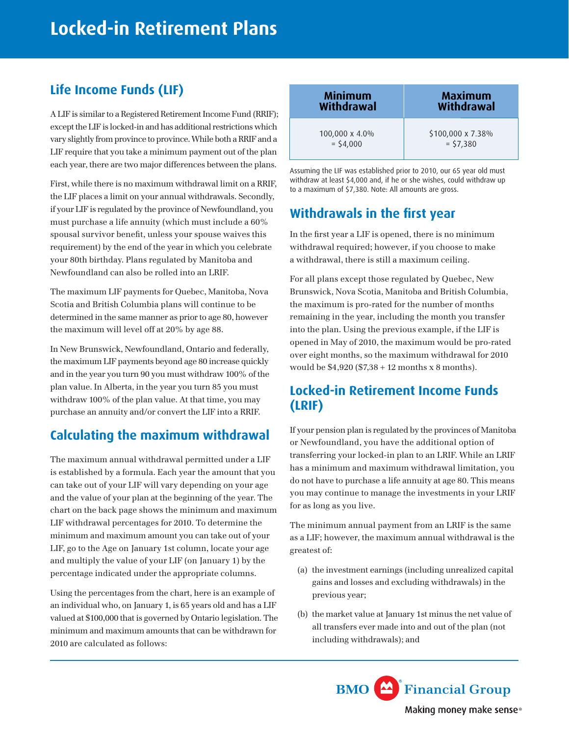# Locked-in Retirement Plans

## Life Income Funds (LIF)

A LIF is similar to a Registered Retirement Income Fund (RRIF); except the LIF is locked-in and has additional restrictions which vary slightly from province to province. While both a RRIF and a LIF require that you take a minimum payment out of the plan each year, there are two major differences between the plans.

First, while there is no maximum withdrawal limit on a RRIF, the LIF places a limit on your annual withdrawals. Secondly, if your LIF is regulated by the province of Newfoundland, you must purchase a life annuity (which must include a 60% spousal survivor benefit, unless your spouse waives this requirement) by the end of the year in which you celebrate your 80th birthday. Plans regulated by Manitoba and Newfoundland can also be rolled into an LRIF.

The maximum LIF payments for Quebec, Manitoba, Nova Scotia and British Columbia plans will continue to be determined in the same manner as prior to age 80, however the maximum will level off at 20% by age 88.

In New Brunswick, Newfoundland, Ontario and federally, the maximum LIF payments beyond age 80 increase quickly and in the year you turn 90 you must withdraw 100% of the plan value. In Alberta, in the year you turn 85 you must withdraw 100% of the plan value. At that time, you may purchase an annuity and/or convert the LIF into a RRIF.

## Calculating the maximum withdrawal

The maximum annual withdrawal permitted under a LIF is established by a formula. Each year the amount that you can take out of your LIF will vary depending on your age and the value of your plan at the beginning of the year. The chart on the back page shows the minimum and maximum LIF withdrawal percentages for 2010. To determine the minimum and maximum amount you can take out of your LIF, go to the Age on January 1st column, locate your age and multiply the value of your LIF (on January 1) by the percentage indicated under the appropriate columns.

Using the percentages from the chart, here is an example of an individual who, on January 1, is 65 years old and has a LIF valued at $100,000 that is governed by Ontario legislation. The minimum and maximum amounts that can be withdrawn for 2010 are calculated as follows:

| Minimum Withdrawal | Maximum Withdrawal |
|---|---|
| 100,000 x 4.0% = $4,000 | $100,000 x 7.38% = $7,380 |

Assuming the LIF was established prior to 2010, our 65 year old must withdraw at least $4,000 and, if he or she wishes, could withdraw up to a maximum of $7,380. Note: All amounts are gross.

## Withdrawals in the first year

In the first year a LIF is opened, there is no minimum withdrawal required; however, if you choose to make a withdrawal, there is still a maximum ceiling.

For all plans except those regulated by Quebec, New Brunswick, Nova Scotia, Manitoba and British Columbia, the maximum is pro-rated for the number of months remaining in the year, including the month you transfer into the plan. Using the previous example, if the LIF is opened in May of 2010, the maximum would be pro-rated over eight months, so the maximum withdrawal for 2010 would be $4,920 ($7,38 ÷ 12 months x 8 months).

## Locked-in Retirement Income Funds (LRIF)

If your pension plan is regulated by the provinces of Manitoba or Newfoundland, you have the additional option of transferring your locked-in plan to an LRIF. While an LRIF has a minimum and maximum withdrawal limitation, you do not have to purchase a life annuity at age 80. This means you may continue to manage the investments in your LRIF for as long as you live.

The minimum annual payment from an LRIF is the same as a LIF; however, the maximum annual withdrawal is the greatest of:

(a) the investment earnings (including unrealized capital gains and losses and excluding withdrawals) in the previous year;

(b) the market value at January 1st minus the net value of all transfers ever made into and out of the plan (not including withdrawals); and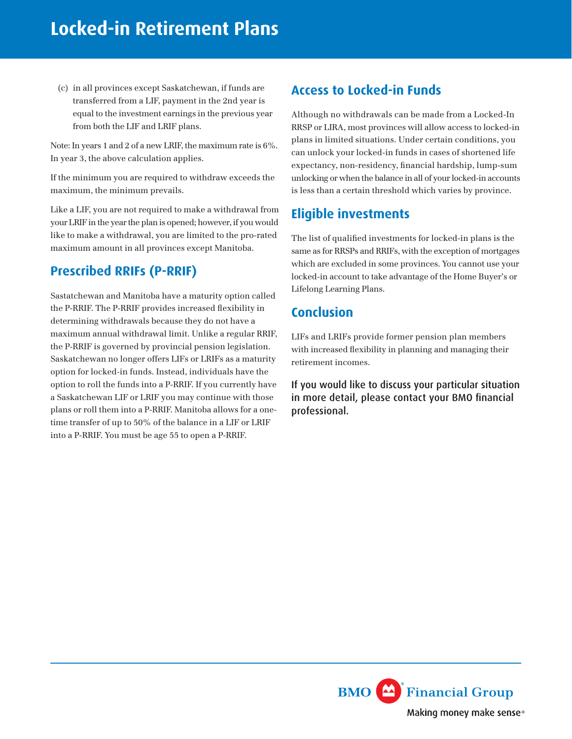(c) in all provinces except Saskatchewan, if funds are transferred from a LIF, payment in the 2nd year is equal to the investment earnings in the previous year from both the LIF and LRIF plans.

Note: In years 1 and 2 of a new LRIF, the maximum rate is 6%. In year 3, the above calculation applies.

If the minimum you are required to withdraw exceeds the maximum, the minimum prevails.

Like a LIF, you are not required to make a withdrawal from your LRIF in the year the plan is opened; however, if you would like to make a withdrawal, you are limited to the pro-rated maximum amount in all provinces except Manitoba.

## Prescribed RRIFs (P-RRIF)

Sastatchewan and Manitoba have a maturity option called the P-RRIF. The P-RRIF provides increased flexibility in determining withdrawals because they do not have a maximum annual withdrawal limit. Unlike a regular RRIF, the P-RRIF is governed by provincial pension legislation. Saskatchewan no longer offers LIFs or LRIFs as a maturity option for locked-in funds. Instead, individuals have the option to roll the funds into a P-RRIF. If you currently have a Saskatchewan LIF or LRIF you may continue with those plans or roll them into a P-RRIF. Manitoba allows for a one-time transfer of up to 50% of the balance in a LIF or LRIF into a P-RRIF. You must be age 55 to open a P-RRIF.

## Access to Locked-in Funds

Although no withdrawals can be made from a Locked-In RRSP or LIRA, most provinces will allow access to locked-in plans in limited situations. Under certain conditions, you can unlock your locked-in funds in cases of shortened life expectancy, non-residency, financial hardship, lump-sum unlocking or when the balance in all of your locked-in accounts is less than a certain threshold which varies by province.

## Eligible investments

The list of qualified investments for locked-in plans is the same as for RRSPs and RRIFs, with the exception of mortgages which are excluded in some provinces. You cannot use your locked-in account to take advantage of the Home Buyer's or Lifelong Learning Plans.

## Conclusion

LIFs and LRIFs provide former pension plan members with increased flexibility in planning and managing their retirement incomes.

**If you would like to discuss your particular situation in more detail, please contact your BMO financial professional.**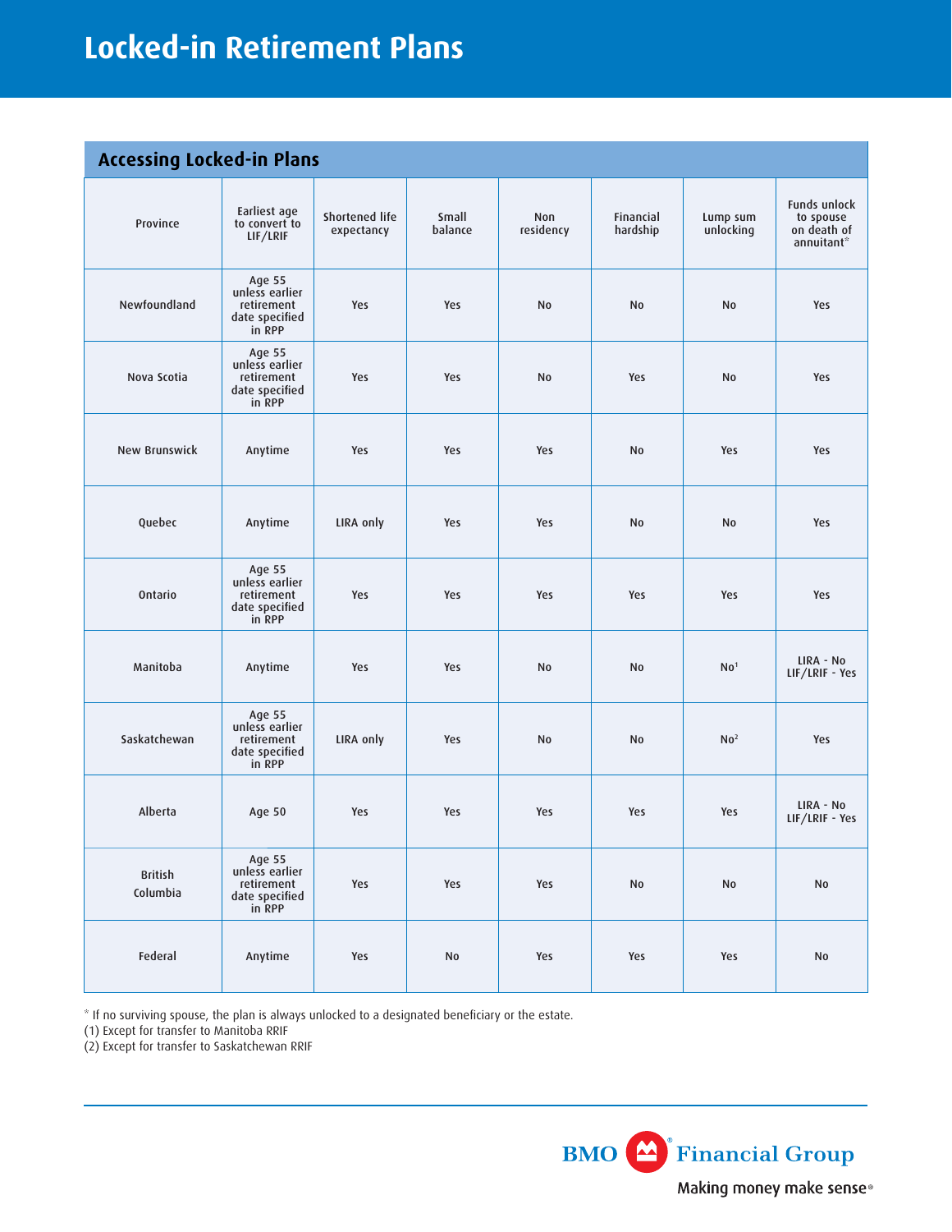# Locked-in Retirement Plans

## Accessing Locked-in Plans

| Province | Earliest age to convert to LIF/LRIF | Shortened life expectancy | Small balance | Non residency | Financial hardship | Lump sum unlocking | Funds unlock to spouse on death of annuitant* |
|---|---|---|---|---|---|---|---|
| Newfoundland | Age 55 unless earlier retirement date specified in RPP | Yes | Yes | No | No | No | Yes |
| Nova Scotia | Age 55 unless earlier retirement date specified in RPP | Yes | Yes | No | Yes | No | Yes |
| New Brunswick | Anytime | Yes | Yes | Yes | No | Yes | Yes |
| Quebec | Anytime | LIRA only | Yes | Yes | No | No | Yes |
| Ontario | Age 55 unless earlier retirement date specified in RPP | Yes | Yes | Yes | Yes | Yes | Yes |
| Manitoba | Anytime | Yes | Yes | No | No | No[1] | LIRA - No LIF/LRIF - Yes |
| Saskatchewan | Age 55 unless earlier retirement date specified in RPP | LIRA only | Yes | No | No | No[2] | Yes |
| Alberta | Age 50 | Yes | Yes | Yes | Yes | Yes | LIRA - No LIF/LRIF - Yes |
| British Columbia | Age 55 unless earlier retirement date specified in RPP | Yes | Yes | Yes | No | No | No |
| Federal | Anytime | Yes | No | Yes | Yes | Yes | No |

* If no surviving spouse, the plan is always unlocked to a designated beneficiary or the estate.

(1) Except for transfer to Manitoba RRIF

(2) Except for transfer to Saskatchewan RRIF

BMO Financial Group

Making money make sense®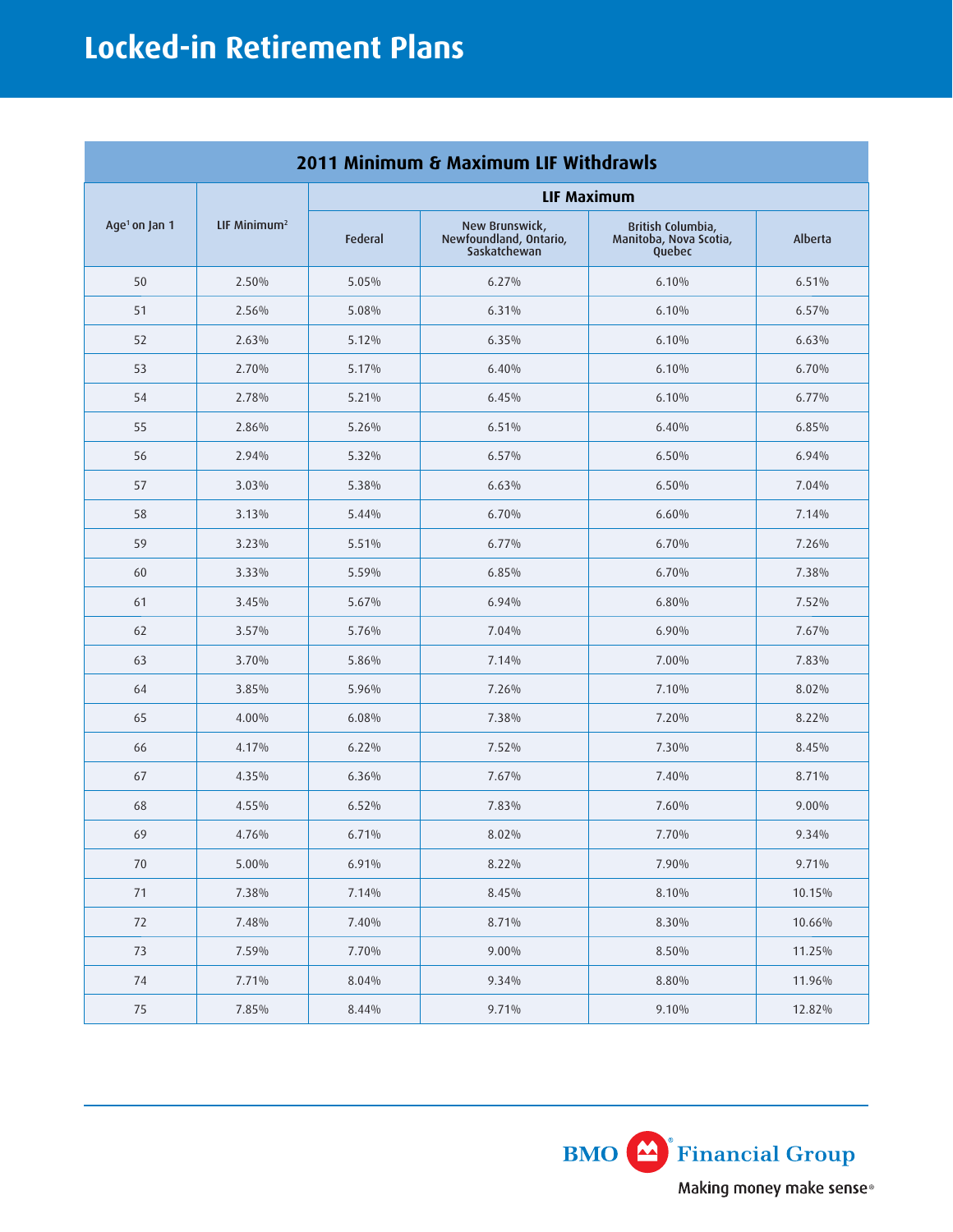# Locked-in Retirement Plans

| 2011 Minimum & Maximum LIF Withdrawls | | | | | |
|---|---|---|---|---|---|
| Age[1] on Jan 1 | LIF Minimum[2] | LIF Maximum | | | |
| | | Federal | New Brunswick, Newfoundland, Ontario, Saskatchewan | British Columbia, Manitoba, Nova Scotia, Quebec | Alberta |
| 50 | 2.50% | 5.05% | 6.27% | 6.10% | 6.51% |
| 51 | 2.56% | 5.08% | 6.31% | 6.10% | 6.57% |
| 52 | 2.63% | 5.12% | 6.35% | 6.10% | 6.63% |
| 53 | 2.70% | 5.17% | 6.40% | 6.10% | 6.70% |
| 54 | 2.78% | 5.21% | 6.45% | 6.10% | 6.77% |
| 55 | 2.86% | 5.26% | 6.51% | 6.40% | 6.85% |
| 56 | 2.94% | 5.32% | 6.57% | 6.50% | 6.94% |
| 57 | 3.03% | 5.38% | 6.63% | 6.50% | 7.04% |
| 58 | 3.13% | 5.44% | 6.70% | 6.60% | 7.14% |
| 59 | 3.23% | 5.51% | 6.77% | 6.70% | 7.26% |
| 60 | 3.33% | 5.59% | 6.85% | 6.70% | 7.38% |
| 61 | 3.45% | 5.67% | 6.94% | 6.80% | 7.52% |
| 62 | 3.57% | 5.76% | 7.04% | 6.90% | 7.67% |
| 63 | 3.70% | 5.86% | 7.14% | 7.00% | 7.83% |
| 64 | 3.85% | 5.96% | 7.26% | 7.10% | 8.02% |
| 65 | 4.00% | 6.08% | 7.38% | 7.20% | 8.22% |
| 66 | 4.17% | 6.22% | 7.52% | 7.30% | 8.45% |
| 67 | 4.35% | 6.36% | 7.67% | 7.40% | 8.71% |
| 68 | 4.55% | 6.52% | 7.83% | 7.60% | 9.00% |
| 69 | 4.76% | 6.71% | 8.02% | 7.70% | 9.34% |
| 70 | 5.00% | 6.91% | 8.22% | 7.90% | 9.71% |
| 71 | 7.38% | 7.14% | 8.45% | 8.10% | 10.15% |
| 72 | 7.48% | 7.40% | 8.71% | 8.30% | 10.66% |
| 73 | 7.59% | 7.70% | 9.00% | 8.50% | 11.25% |
| 74 | 7.71% | 8.04% | 9.34% | 8.80% | 11.96% |
| 75 | 7.85% | 8.44% | 9.71% | 9.10% | 12.82% |

BMO Financial Group

Making money make sense®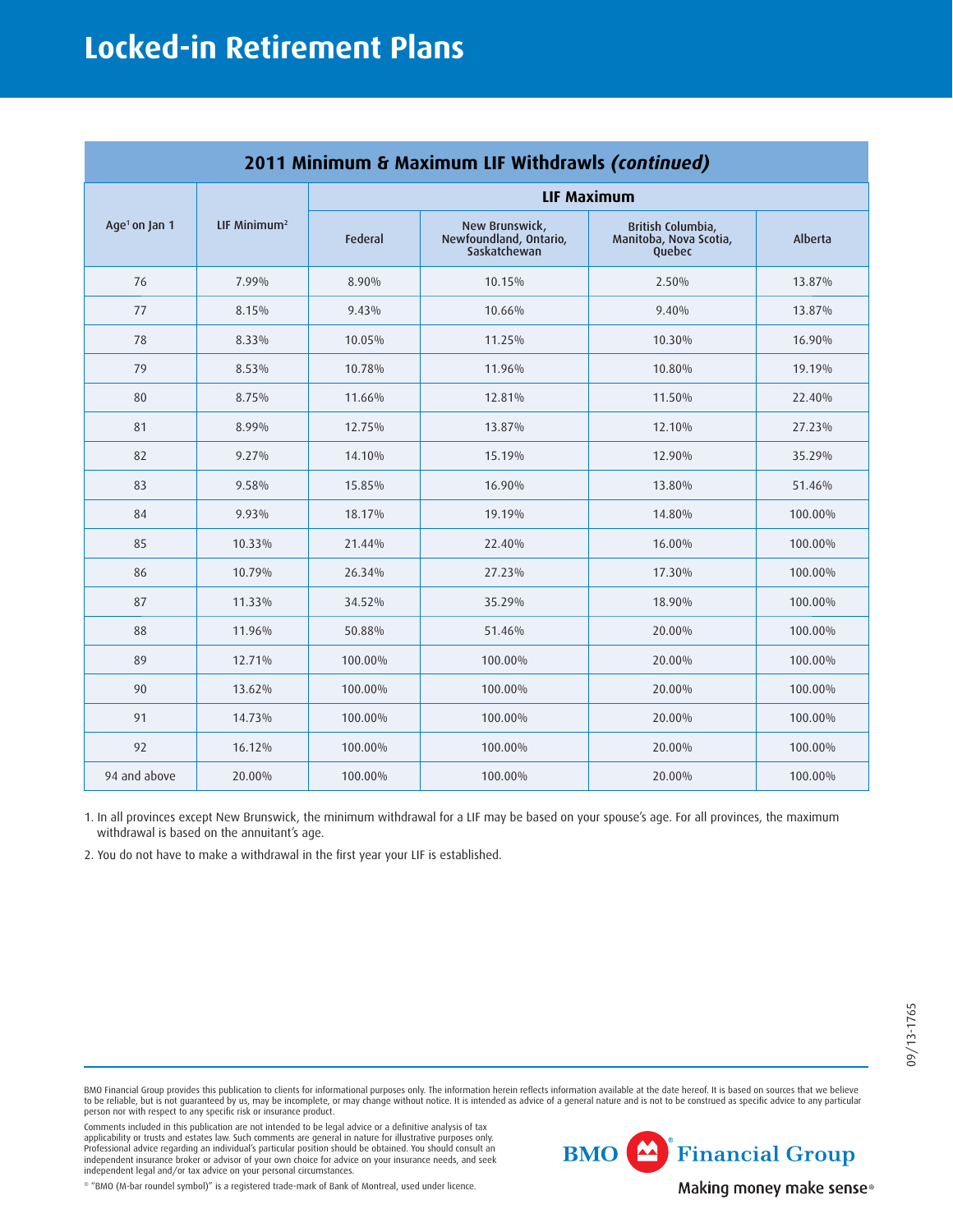# Locked-in Retirement Plans

**2011 Minimum & Maximum LIF Withdrawls *(continued)***

| Age[1] on Jan 1 | LIF Minimum[2] | LIF Maximum | | | |
|---|---|---|---|---|---|
| | | Federal | New Brunswick, Newfoundland, Ontario, Saskatchewan | British Columbia, Manitoba, Nova Scotia, Quebec | Alberta |
| 76 | 7.99% | 8.90% | 10.15% | 2.50% | 13.87% |
| 77 | 8.15% | 9.43% | 10.66% | 9.40% | 13.87% |
| 78 | 8.33% | 10.05% | 11.25% | 10.30% | 16.90% |
| 79 | 8.53% | 10.78% | 11.96% | 10.80% | 19.19% |
| 80 | 8.75% | 11.66% | 12.81% | 11.50% | 22.40% |
| 81 | 8.99% | 12.75% | 13.87% | 12.10% | 27.23% |
| 82 | 9.27% | 14.10% | 15.19% | 12.90% | 35.29% |
| 83 | 9.58% | 15.85% | 16.90% | 13.80% | 51.46% |
| 84 | 9.93% | 18.17% | 19.19% | 14.80% | 100.00% |
| 85 | 10.33% | 21.44% | 22.40% | 16.00% | 100.00% |
| 86 | 10.79% | 26.34% | 27.23% | 17.30% | 100.00% |
| 87 | 11.33% | 34.52% | 35.29% | 18.90% | 100.00% |
| 88 | 11.96% | 50.88% | 51.46% | 20.00% | 100.00% |
| 89 | 12.71% | 100.00% | 100.00% | 20.00% | 100.00% |
| 90 | 13.62% | 100.00% | 100.00% | 20.00% | 100.00% |
| 91 | 14.73% | 100.00% | 100.00% | 20.00% | 100.00% |
| 92 | 16.12% | 100.00% | 100.00% | 20.00% | 100.00% |
| 94 and above | 20.00% | 100.00% | 100.00% | 20.00% | 100.00% |

1. In all provinces except New Brunswick, the minimum withdrawal for a LIF may be based on your spouse's age. For all provinces, the maximum withdrawal is based on the annuitant's age.

2. You do not have to make a withdrawal in the first year your LIF is established.

09/13-1765

BMO Financial Group provides this publication to clients for informational purposes only. The information herein reflects information available at the date hereof. It is based on sources that we believe to be reliable, but is not guaranteed by us, may be incomplete, or may change without notice. It is intended as advice of a general nature and is not to be construed as specific advice to any particular person nor with respect to any specific risk or insurance product.

Comments included in this publication are not intended to be legal advice or a definitive analysis of tax applicability or trusts and estates law. Such comments are general in nature for illustrative purposes only. Professional advice regarding an individual's particular position should be obtained. You should consult an independent insurance broker or advisor of your own choice for advice on your insurance needs, and seek independent legal and/or tax advice on your personal circumstances.

® "BMO (M-bar roundel symbol)" is a registered trade-mark of Bank of Montreal, used under licence.

BMO Financial Group

Making money make sense®